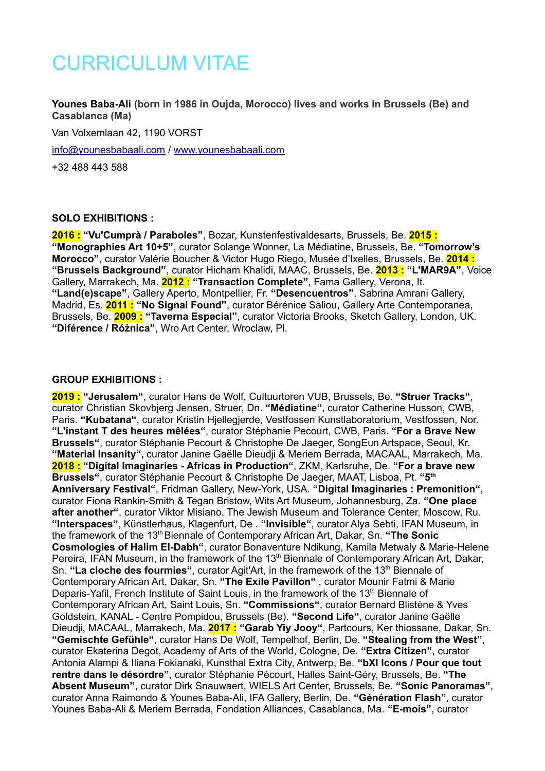④# CURRICULUM VITAE

**Younes Baba-Ali (born in 1986 in Oujda, Morocco) lives and works in Brussels (Be) and Casablanca (Ma)**

Van Volxemlaan 42, 1190 VORST

info@younesbabaali.com / www.younesbabaali.com

+32 488 443 588

**SOLO EXHIBITIONS :**

**2016 : "Vu'Cumprà / Paraboles"**, Bozar, Kunstenfestivaldesarts, Brussels, Be. **2015 : "Monographies Art 10+5"**, curator Solange Wonner, La Médiatine, Brussels, Be. **"Tomorrow's Morocco"**, curator Valérie Boucher & Victor Hugo Riego, Musée d'Ixelles, Brussels, Be. **2014 : "Brussels Background"**, curator Hicham Khalidi, MAAC, Brussels, Be. **2013 : "L'MAR9A"**, Voice Gallery, Marrakech, Ma. **2012 : "Transaction Complete"**, Fama Gallery, Verona, It. **"Land(e)scape"**, Gallery Aperto, Montpellier, Fr. **"Desencuentros"**, Sabrina Amrani Gallery, Madrid, Es. **2011 : "No Signal Found"**, curator Bérénice Saliou, Gallery Arte Contemporanea, Brussels, Be. **2009 : "Taverna Especial"**, curator Victoria Brooks, Sketch Gallery, London, UK. **"Diférence / Różnica"**, Wro Art Center, Wroclaw, Pl.

**GROUP EXHIBITIONS :**

**2019 : "Jerusalem"**, curator Hans de Wolf, Cultuurtoren VUB, Brussels, Be. **"Struer Tracks"**, curator Christian Skovbjerg Jensen, Struer, Dn. **"Médiatine"**, curator Catherine Husson, CWB, Paris. **"Kubatana"**, curator Kristin Hjellegjerde, Vestfossen Kunstlaboratorium, Vestfossen, Nor. **"L'instant T des heures mêlées"**, curator Stéphanie Pecourt, CWB, Paris. **"For a Brave New Brussels"**, curator Stéphanie Pecourt & Christophe De Jaeger, SongEun Artspace, Seoul, Kr. **"Material Insanity",** curator Janine Gaëlle Dieudji & Meriem Berrada, MACAAL, Marrakech, Ma. **2018 : "Digital Imaginaries - Africas in Production"**, ZKM, Karlsruhe, De. **"For a brave new Brussels"**, curator Stéphanie Pecourt & Christophe De Jaeger, MAAT, Lisboa, Pt. **"5th Anniversary Festival"**, Fridman Gallery, New-York, USA. **"Digital Imaginaries : Premonition"**, curator Fiona Rankin-Smith & Tegan Bristow, Wits Art Museum, Johannesburg, Za. **"One place after another"**, curator Viktor Misiano, The Jewish Museum and Tolerance Center, Moscow, Ru. **"Interspaces"**, Künstlerhaus, Klagenfurt, De . **"Invisible"**, curator Alya Sebti, IFAN Museum, in the framework of the 13th Biennale of Contemporary African Art, Dakar, Sn. **"The Sonic Cosmologies of Halim El-Dabh"**, curator Bonaventure Ndikung, Kamila Metwaly & Marie-Helene Pereira, IFAN Museum, in the framework of the 13th Biennale of Contemporary African Art, Dakar, Sn. **"La cloche des fourmies"**, curator Agit'Art, in the framework of the 13th Biennale of Contemporary African Art, Dakar, Sn. **"The Exile Pavillon"** , curator Mounir Fatmi & Marie Deparis-Yafil, French Institute of Saint Louis, in the framework of the 13th Biennale of Contemporary African Art, Saint Louis, Sn. **"Commissions"**, curator Bernard Blistène & Yves Goldstein, KANAL - Centre Pompidou, Brussels (Be). **"Second Life"**, curator Janine Gaëlle Dieudji, MACAAL, Marrakech, Ma. **2017 : "Garab Yiy Jooy"**, Partcours, Ker thiossane, Dakar, Sn. **"Gemischte Gefühle"**, curator Hans De Wolf, Tempelhof, Berlin, De. **"Stealing from the West"**, curator Ekaterina Degot, Academy of Arts of the World, Cologne, De. **"Extra Citizen"**, curator Antonia Alampi & Iliana Fokianaki, Kunsthal Extra City, Antwerp, Be. **"bXl Icons / Pour que tout rentre dans le désordre"**, curator Stéphanie Pécourt, Halles Saint-Géry, Brussels, Be. **"The Absent Museum"**, curator Dirk Snauwaert, WIELS Art Center, Brussels, Be. **"Sonic Panoramas"**, curator Anna Raimondo & Younes Baba-Ali, IFA Gallery, Berlin, De. **"Génération Flash"**, curator Younes Baba-Ali & Meriem Berrada, Fondation Alliances, Casablanca, Ma. **"E-mois"**, curator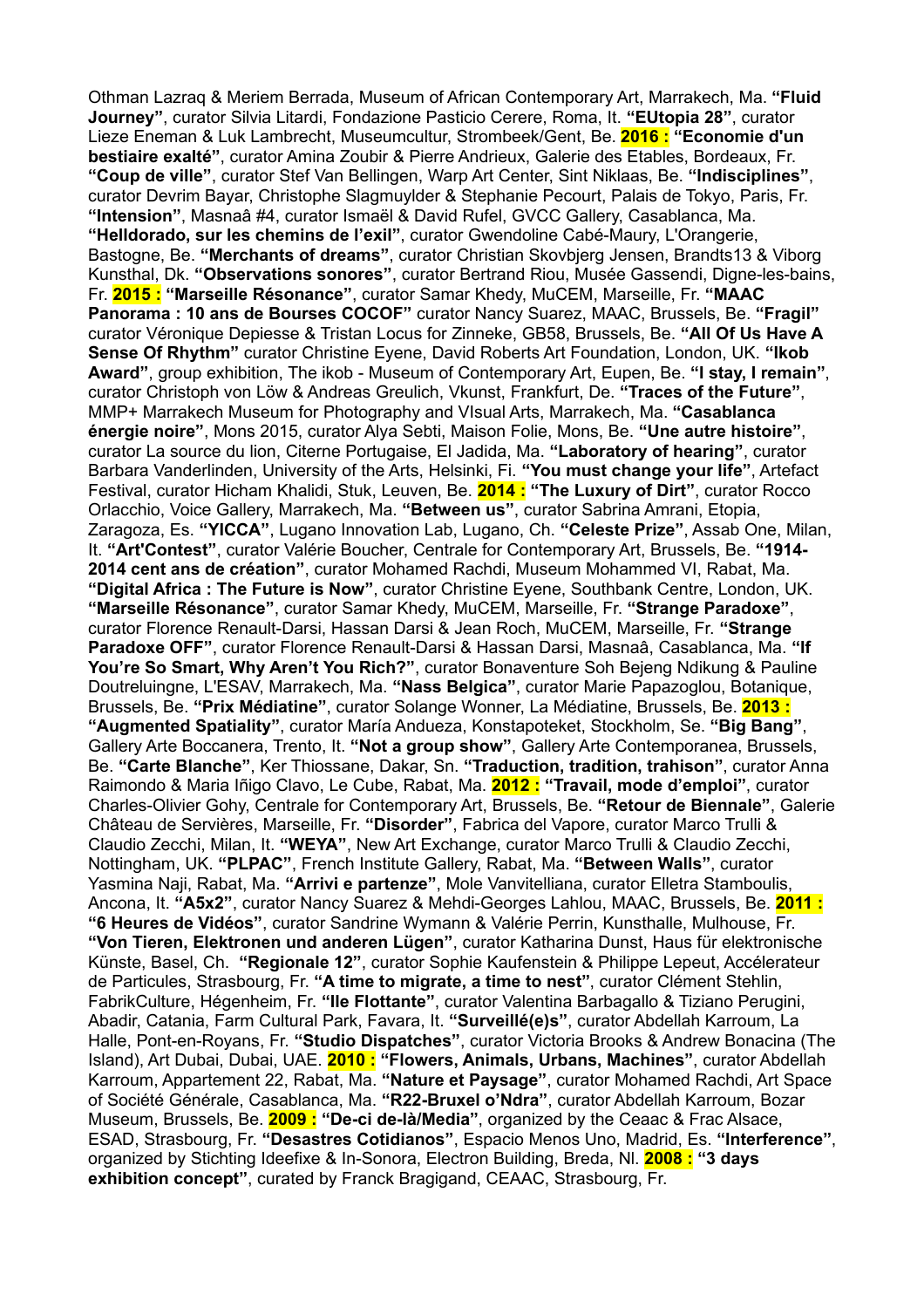Othman Lazraq & Meriem Berrada, Museum of African Contemporary Art, Marrakech, Ma. **"Fluid Journey"**, curator Silvia Litardi, Fondazione Pasticio Cerere, Roma, It. **"EUtopia 28"**, curator Lieze Eneman & Luk Lambrecht, Museumcultur, Strombeek/Gent, Be. **2016 : "Economie d'un bestiaire exalté"**, curator Amina Zoubir & Pierre Andrieux, Galerie des Etables, Bordeaux, Fr. **"Coup de ville"**, curator Stef Van Bellingen, Warp Art Center, Sint Niklaas, Be. **"Indisciplines"**, curator Devrim Bayar, Christophe Slagmuylder & Stephanie Pecourt, Palais de Tokyo, Paris, Fr. **"Intension"**, Masnaâ #4, curator Ismaël & David Rufel, GVCC Gallery, Casablanca, Ma. **"Helldorado, sur les chemins de l'exil"**, curator Gwendoline Cabé-Maury, L'Orangerie, Bastogne, Be. **"Merchants of dreams"**, curator Christian Skovbjerg Jensen, Brandts13 & Viborg Kunsthal, Dk. **"Observations sonores"**, curator Bertrand Riou, Musée Gassendi, Digne-les-bains, Fr. **2015 : "Marseille Résonance"**, curator Samar Khedy, MuCEM, Marseille, Fr. **"MAAC Panorama : 10 ans de Bourses COCOF"** curator Nancy Suarez, MAAC, Brussels, Be. **"Fragil"** curator Véronique Depiesse & Tristan Locus for Zinneke, GB58, Brussels, Be. **"All Of Us Have A Sense Of Rhythm"** curator Christine Eyene, David Roberts Art Foundation, London, UK. **"Ikob Award"**, group exhibition, The ikob - Museum of Contemporary Art, Eupen, Be. **"I stay, I remain"**, curator Christoph von Löw & Andreas Greulich, Vkunst, Frankfurt, De. **"Traces of the Future"**, MMP+ Marrakech Museum for Photography and VIsual Arts, Marrakech, Ma. **"Casablanca énergie noire"**, Mons 2015, curator Alya Sebti, Maison Folie, Mons, Be. **"Une autre histoire"**, curator La source du lion, Citerne Portugaise, El Jadida, Ma. **"Laboratory of hearing"**, curator Barbara Vanderlinden, University of the Arts, Helsinki, Fi. **"You must change your life"**, Artefact Festival, curator Hicham Khalidi, Stuk, Leuven, Be. **2014 : "The Luxury of Dirt"**, curator Rocco Orlacchio, Voice Gallery, Marrakech, Ma. **"Between us"**, curator Sabrina Amrani, Etopia, Zaragoza, Es. **"YICCA"**, Lugano Innovation Lab, Lugano, Ch. **"Celeste Prize"**, Assab One, Milan, It. **"Art'Contest"**, curator Valérie Boucher, Centrale for Contemporary Art, Brussels, Be. **"1914-2014 cent ans de création"**, curator Mohamed Rachdi, Museum Mohammed VI, Rabat, Ma. **"Digital Africa : The Future is Now"**, curator Christine Eyene, Southbank Centre, London, UK. **"Marseille Résonance"**, curator Samar Khedy, MuCEM, Marseille, Fr. **"Strange Paradoxe"**, curator Florence Renault-Darsi, Hassan Darsi & Jean Roch, MuCEM, Marseille, Fr. **"Strange Paradoxe OFF"**, curator Florence Renault-Darsi & Hassan Darsi, Masnaâ, Casablanca, Ma. **"If You're So Smart, Why Aren't You Rich?"**, curator Bonaventure Soh Bejeng Ndikung & Pauline Doutreluingne, L'ESAV, Marrakech, Ma. **"Nass Belgica"**, curator Marie Papazoglou, Botanique, Brussels, Be. **"Prix Médiatine"**, curator Solange Wonner, La Médiatine, Brussels, Be. **2013 : "Augmented Spatiality"**, curator María Andueza, Konstapoteket, Stockholm, Se. **"Big Bang"**, Gallery Arte Boccanera, Trento, It. **"Not a group show"**, Gallery Arte Contemporanea, Brussels, Be. **"Carte Blanche"**, Ker Thiossane, Dakar, Sn. **"Traduction, tradition, trahison"**, curator Anna Raimondo & Maria Iñigo Clavo, Le Cube, Rabat, Ma. **2012 : "Travail, mode d'emploi"**, curator Charles-Olivier Gohy, Centrale for Contemporary Art, Brussels, Be. **"Retour de Biennale"**, Galerie Château de Servières, Marseille, Fr. **"Disorder"**, Fabrica del Vapore, curator Marco Trulli & Claudio Zecchi, Milan, It. **"WEYA"**, New Art Exchange, curator Marco Trulli & Claudio Zecchi, Nottingham, UK. **"PLPAC"**, French Institute Gallery, Rabat, Ma. **"Between Walls"**, curator Yasmina Naji, Rabat, Ma. **"Arrivi e partenze"**, Mole Vanvitelliana, curator Elletra Stamboulis, Ancona, It. **"A5x2"**, curator Nancy Suarez & Mehdi-Georges Lahlou, MAAC, Brussels, Be. **2011 : "6 Heures de Vidéos"**, curator Sandrine Wymann & Valérie Perrin, Kunsthalle, Mulhouse, Fr. **"Von Tieren, Elektronen und anderen Lügen"**, curator Katharina Dunst, Haus für elektronische Künste, Basel, Ch. **"Regionale 12"**, curator Sophie Kaufenstein & Philippe Lepeut, Accélerateur de Particules, Strasbourg, Fr. **"A time to migrate, a time to nest"**, curator Clément Stehlin, FabrikCulture, Hégenheim, Fr. **"Ile Flottante"**, curator Valentina Barbagallo & Tiziano Perugini, Abadir, Catania, Farm Cultural Park, Favara, It. **"Surveillé(e)s"**, curator Abdellah Karroum, La Halle, Pont-en-Royans, Fr. **"Studio Dispatches"**, curator Victoria Brooks & Andrew Bonacina (The Island), Art Dubai, Dubai, UAE. **2010 : "Flowers, Animals, Urbans, Machines"**, curator Abdellah Karroum, Appartement 22, Rabat, Ma. **"Nature et Paysage"**, curator Mohamed Rachdi, Art Space of Société Générale, Casablanca, Ma. **"R22-Bruxel o'Ndra"**, curator Abdellah Karroum, Bozar Museum, Brussels, Be. **2009 : "De-ci de-là/Media"**, organized by the Ceaac & Frac Alsace, ESAD, Strasbourg, Fr. **"Desastres Cotidianos"**, Espacio Menos Uno, Madrid, Es. **"Interference"**, organized by Stichting Ideefixe & In-Sonora, Electron Building, Breda, Nl. **2008 : "3 days exhibition concept"**, curated by Franck Bragigand, CEAAC, Strasbourg, Fr.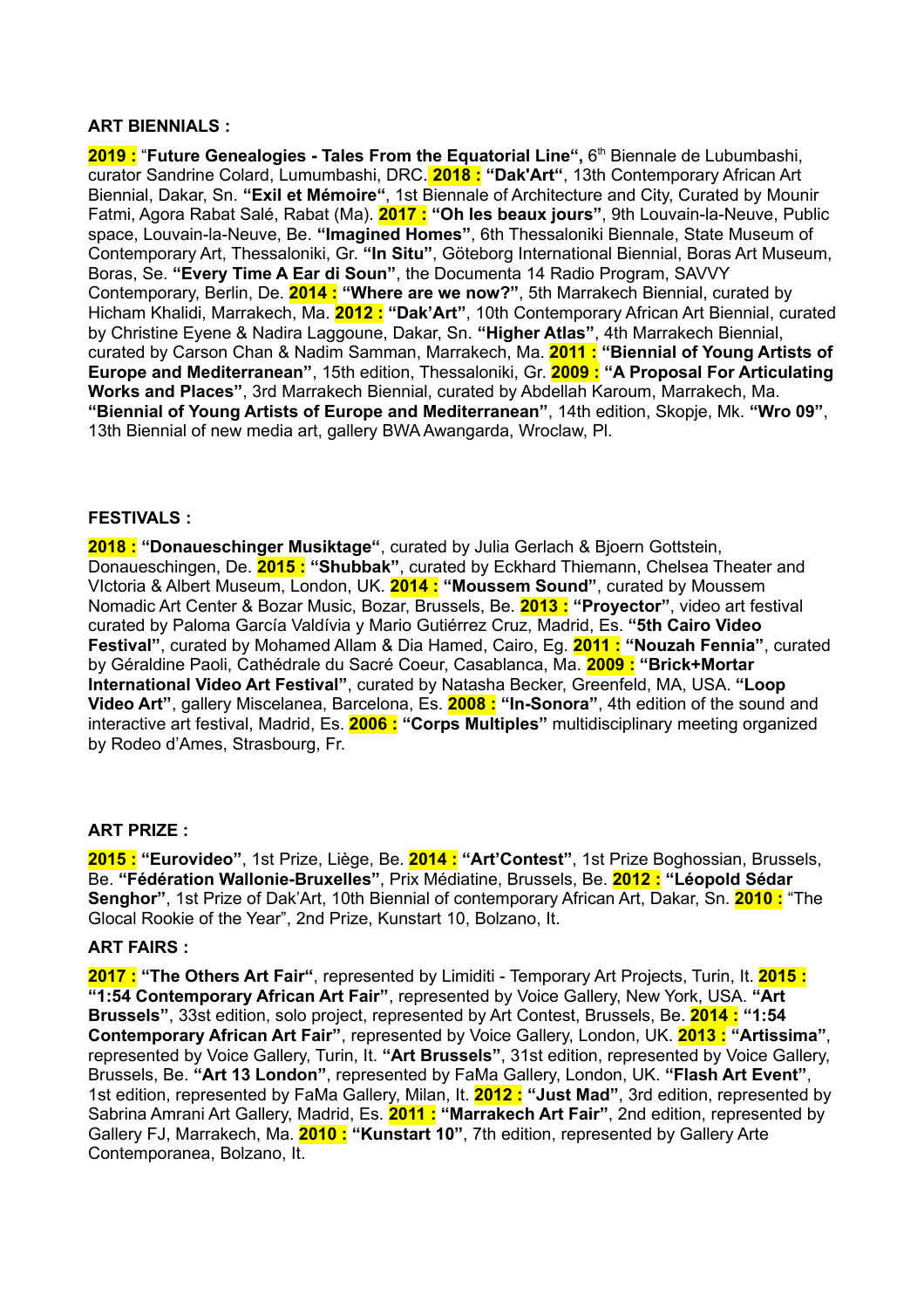**ART BIENNIALS :**

**2019 :** "**Future Genealogies - Tales From the Equatorial Line",** 6th Biennale de Lubumbashi, curator Sandrine Colard, Lumumbashi, DRC. **2018 : "Dak'Art"**, 13th Contemporary African Art Biennial, Dakar, Sn. **"Exil et Mémoire"**, 1st Biennale of Architecture and City, Curated by Mounir Fatmi, Agora Rabat Salé, Rabat (Ma). **2017 : "Oh les beaux jours"**, 9th Louvain-la-Neuve, Public space, Louvain-la-Neuve, Be. **"Imagined Homes"**, 6th Thessaloniki Biennale, State Museum of Contemporary Art, Thessaloniki, Gr. **"In Situ"**, Göteborg International Biennial, Boras Art Museum, Boras, Se. **"Every Time A Ear di Soun"**, the Documenta 14 Radio Program, SAVVY Contemporary, Berlin, De. **2014 : "Where are we now?"**, 5th Marrakech Biennial, curated by Hicham Khalidi, Marrakech, Ma. **2012 : "Dak'Art"**, 10th Contemporary African Art Biennial, curated by Christine Eyene & Nadira Laggoune, Dakar, Sn. **"Higher Atlas"**, 4th Marrakech Biennial, curated by Carson Chan & Nadim Samman, Marrakech, Ma. **2011 : "Biennial of Young Artists of Europe and Mediterranean"**, 15th edition, Thessaloniki, Gr. **2009 : "A Proposal For Articulating Works and Places"**, 3rd Marrakech Biennial, curated by Abdellah Karoum, Marrakech, Ma. **"Biennial of Young Artists of Europe and Mediterranean"**, 14th edition, Skopje, Mk. **"Wro 09"**, 13th Biennial of new media art, gallery BWA Awangarda, Wroclaw, Pl.

**FESTIVALS :**

**2018 : "Donaueschinger Musiktage"**, curated by Julia Gerlach & Bjoern Gottstein, Donaueschingen, De. **2015 : "Shubbak"**, curated by Eckhard Thiemann, Chelsea Theater and VIctoria & Albert Museum, London, UK. **2014 : "Moussem Sound"**, curated by Moussem Nomadic Art Center & Bozar Music, Bozar, Brussels, Be. **2013 : "Proyector"**, video art festival curated by Paloma García Valdívia y Mario Gutiérrez Cruz, Madrid, Es. **"5th Cairo Video Festival"**, curated by Mohamed Allam & Dia Hamed, Cairo, Eg. **2011 : "Nouzah Fennia"**, curated by Géraldine Paoli, Cathédrale du Sacré Coeur, Casablanca, Ma. **2009 : "Brick+Mortar International Video Art Festival"**, curated by Natasha Becker, Greenfeld, MA, USA. **"Loop Video Art"**, gallery Miscelanea, Barcelona, Es. **2008 : "In-Sonora"**, 4th edition of the sound and interactive art festival, Madrid, Es. **2006 : "Corps Multiples"** multidisciplinary meeting organized by Rodeo d'Ames, Strasbourg, Fr.

**ART PRIZE :**

**2015 : "Eurovideo"**, 1st Prize, Liège, Be. **2014 : "Art'Contest"**, 1st Prize Boghossian, Brussels, Be. **"Fédération Wallonie-Bruxelles"**, Prix Médiatine, Brussels, Be. **2012 : "Léopold Sédar Senghor"**, 1st Prize of Dak'Art, 10th Biennial of contemporary African Art, Dakar, Sn. **2010 :** "The Glocal Rookie of the Year", 2nd Prize, Kunstart 10, Bolzano, It.

**ART FAIRS :**

**2017 : "The Others Art Fair"**, represented by Limiditi - Temporary Art Projects, Turin, It. **2015 : "1:54 Contemporary African Art Fair"**, represented by Voice Gallery, New York, USA. **"Art Brussels"**, 33st edition, solo project, represented by Art Contest, Brussels, Be. **2014 : "1:54 Contemporary African Art Fair"**, represented by Voice Gallery, London, UK. **2013 : "Artissima"**, represented by Voice Gallery, Turin, It. **"Art Brussels"**, 31st edition, represented by Voice Gallery, Brussels, Be. **"Art 13 London"**, represented by FaMa Gallery, London, UK. **"Flash Art Event"**, 1st edition, represented by FaMa Gallery, Milan, It. **2012 : "Just Mad"**, 3rd edition, represented by Sabrina Amrani Art Gallery, Madrid, Es. **2011 : "Marrakech Art Fair"**, 2nd edition, represented by Gallery FJ, Marrakech, Ma. **2010 : "Kunstart 10"**, 7th edition, represented by Gallery Arte Contemporanea, Bolzano, It.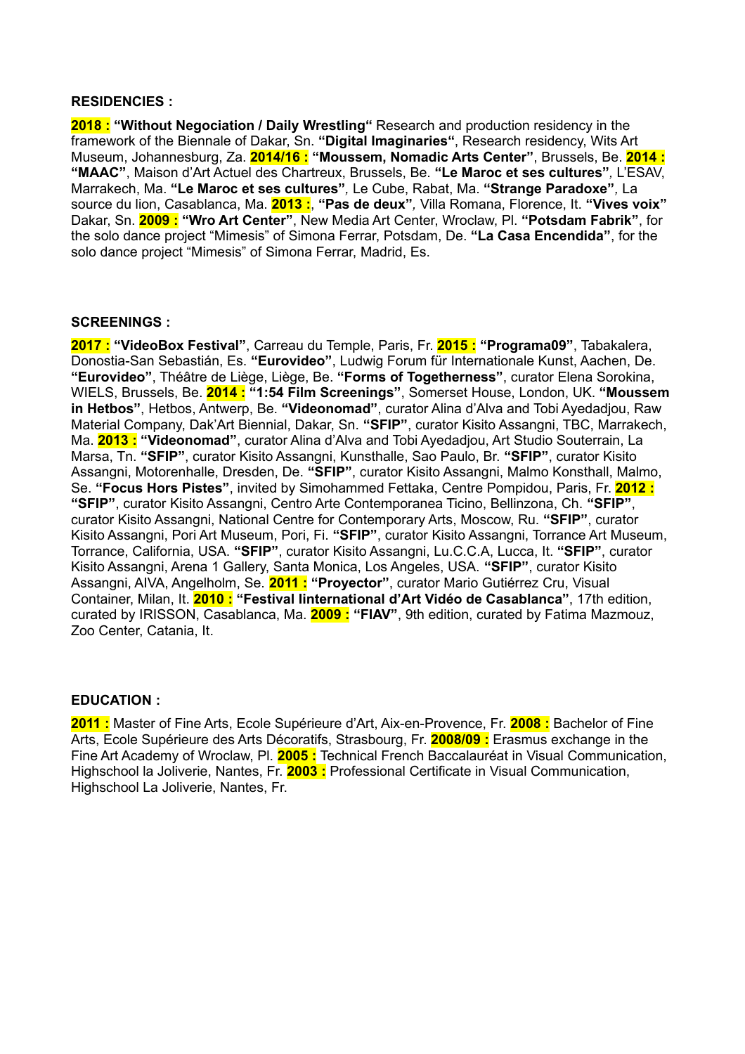**RESIDENCIES :**

**2018 : "Without Negociation / Daily Wrestling"** Research and production residency in the framework of the Biennale of Dakar, Sn. **"Digital Imaginaries"**, Research residency, Wits Art Museum, Johannesburg, Za. **2014/16 : "Moussem, Nomadic Arts Center"**, Brussels, Be. **2014 : "MAAC"**, Maison d'Art Actuel des Chartreux, Brussels, Be. **"Le Maroc et ses cultures"**, L'ESAV, Marrakech, Ma. **"Le Maroc et ses cultures"**, Le Cube, Rabat, Ma. **"Strange Paradoxe"**, La source du lion, Casablanca, Ma. **2013 :**, **"Pas de deux"**, Villa Romana, Florence, It. **"Vives voix"** Dakar, Sn. **2009 : "Wro Art Center"**, New Media Art Center, Wroclaw, Pl. **"Potsdam Fabrik"**, for the solo dance project "Mimesis" of Simona Ferrar, Potsdam, De. **"La Casa Encendida"**, for the solo dance project "Mimesis" of Simona Ferrar, Madrid, Es.

**SCREENINGS :**

**2017 : "VideoBox Festival"**, Carreau du Temple, Paris, Fr. **2015 : "Programa09"**, Tabakalera, Donostia-San Sebastián, Es. **"Eurovideo"**, Ludwig Forum für Internationale Kunst, Aachen, De. **"Eurovideo"**, Théâtre de Liège, Liège, Be. **"Forms of Togetherness"**, curator Elena Sorokina, WIELS, Brussels, Be. **2014 : "1:54 Film Screenings"**, Somerset House, London, UK. **"Moussem in Hetbos"**, Hetbos, Antwerp, Be. **"Videonomad"**, curator Alina d'Alva and Tobi Ayedadjou, Raw Material Company, Dak'Art Biennial, Dakar, Sn. **"SFIP"**, curator Kisito Assangni, TBC, Marrakech, Ma. **2013 : "Videonomad"**, curator Alina d'Alva and Tobi Ayedadjou, Art Studio Souterrain, La Marsa, Tn. **"SFIP"**, curator Kisito Assangni, Kunsthalle, Sao Paulo, Br. **"SFIP"**, curator Kisito Assangni, Motorenhalle, Dresden, De. **"SFIP"**, curator Kisito Assangni, Malmo Konsthall, Malmo, Se. **"Focus Hors Pistes"**, invited by Simohammed Fettaka, Centre Pompidou, Paris, Fr. **2012 : "SFIP"**, curator Kisito Assangni, Centro Arte Contemporanea Ticino, Bellinzona, Ch. **"SFIP"**, curator Kisito Assangni, National Centre for Contemporary Arts, Moscow, Ru. **"SFIP"**, curator Kisito Assangni, Pori Art Museum, Pori, Fi. **"SFIP"**, curator Kisito Assangni, Torrance Art Museum, Torrance, California, USA. **"SFIP"**, curator Kisito Assangni, Lu.C.C.A, Lucca, It. **"SFIP"**, curator Kisito Assangni, Arena 1 Gallery, Santa Monica, Los Angeles, USA. **"SFIP"**, curator Kisito Assangni, AIVA, Angelholm, Se. **2011 : "Proyector"**, curator Mario Gutiérrez Cru, Visual Container, Milan, It. **2010 : "Festival Iinternational d'Art Vidéo de Casablanca"**, 17th edition, curated by IRISSON, Casablanca, Ma. **2009 : "FIAV"**, 9th edition, curated by Fatima Mazmouz, Zoo Center, Catania, It.

**EDUCATION :**

**2011 :** Master of Fine Arts, Ecole Supérieure d'Art, Aix-en-Provence, Fr. **2008 :** Bachelor of Fine Arts, Ecole Supérieure des Arts Décoratifs, Strasbourg, Fr. **2008/09 :** Erasmus exchange in the Fine Art Academy of Wroclaw, Pl. **2005 :** Technical French Baccalauréat in Visual Communication, Highschool la Joliverie, Nantes, Fr. **2003 :** Professional Certificate in Visual Communication, Highschool La Joliverie, Nantes, Fr.